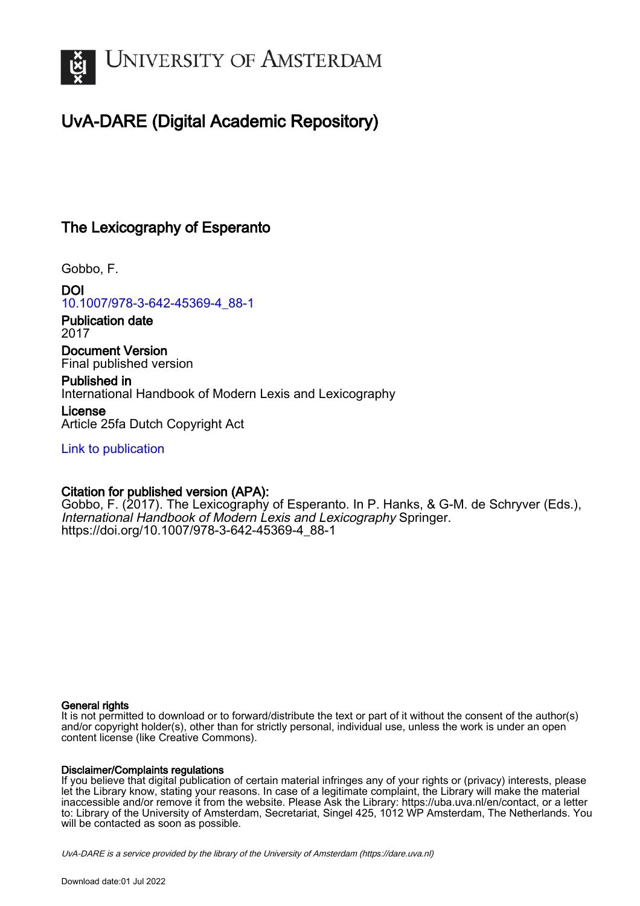# UvA-DARE (Digital Academic Repository)

## The Lexicography of Esperanto

Gobbo, F.

**DOI**
10.1007/978-3-642-45369-4_88-1

**Publication date**
2017

**Document Version**
Final published version

**Published in**
International Handbook of Modern Lexis and Lexicography

**License**
Article 25fa Dutch Copyright Act

Link to publication

**Citation for published version (APA):**
Gobbo, F. (2017). The Lexicography of Esperanto. In P. Hanks, & G-M. de Schryver (Eds.), *International Handbook of Modern Lexis and Lexicography* Springer. https://doi.org/10.1007/978-3-642-45369-4_88-1

**General rights**
It is not permitted to download or to forward/distribute the text or part of it without the consent of the author(s) and/or copyright holder(s), other than for strictly personal, individual use, unless the work is under an open content license (like Creative Commons).

**Disclaimer/Complaints regulations**
If you believe that digital publication of certain material infringes any of your rights or (privacy) interests, please let the Library know, stating your reasons. In case of a legitimate complaint, the Library will make the material inaccessible and/or remove it from the website. Please Ask the Library: https://uba.uva.nl/en/contact, or a letter to: Library of the University of Amsterdam, Secretariat, Singel 425, 1012 WP Amsterdam, The Netherlands. You will be contacted as soon as possible.

*UvA-DARE is a service provided by the library of the University of Amsterdam (https://dare.uva.nl)*

Download date:01 Jul 2022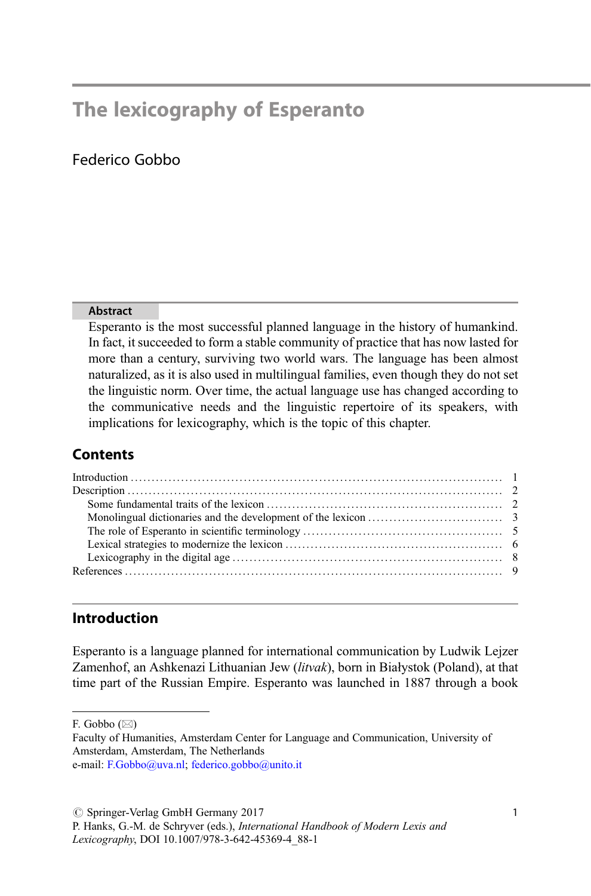# The lexicography of Esperanto

Federico Gobbo

**Abstract**

Esperanto is the most successful planned language in the history of humankind. In fact, it succeeded to form a stable community of practice that has now lasted for more than a century, surviving two world wars. The language has been almost naturalized, as it is also used in multilingual families, even though they do not set the linguistic norm. Over time, the actual language use has changed according to the communicative needs and the linguistic repertoire of its speakers, with implications for lexicography, which is the topic of this chapter.

## Contents

- Introduction ........ 1
- Description ........ 2
  - Some fundamental traits of the lexicon ........ 2
  - Monolingual dictionaries and the development of the lexicon ........ 3
  - The role of Esperanto in scientific terminology ........ 5
  - Lexical strategies to modernize the lexicon ........ 6
  - Lexicography in the digital age ........ 8
- References ........ 9

## Introduction

Esperanto is a language planned for international communication by Ludwik Lejzer Zamenhof, an Ashkenazi Lithuanian Jew (*litvak*), born in Białystok (Poland), at that time part of the Russian Empire. Esperanto was launched in 1887 through a book

---

F. Gobbo (✉)
Faculty of Humanities, Amsterdam Center for Language and Communication, University of Amsterdam, Amsterdam, The Netherlands
e-mail: F.Gobbo@uva.nl; federico.gobbo@unito.it

© Springer-Verlag GmbH Germany 2017
P. Hanks, G.-M. de Schryver (eds.), *International Handbook of Modern Lexis and Lexicography*, DOI 10.1007/978-3-642-45369-4_88-1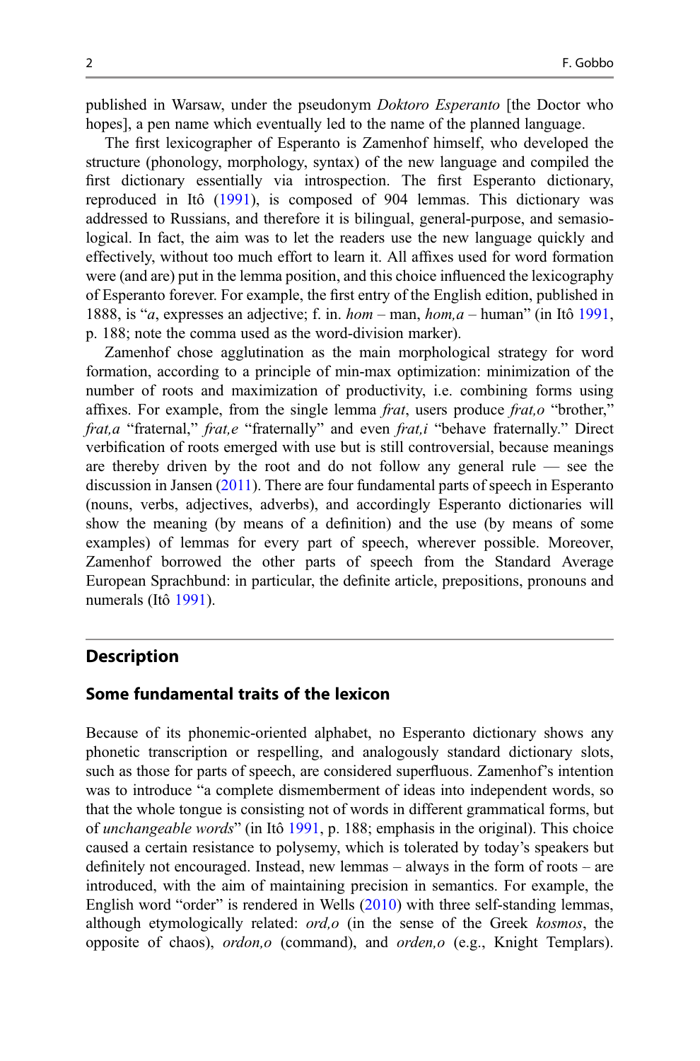published in Warsaw, under the pseudonym *Doktoro Esperanto* [the Doctor who hopes], a pen name which eventually led to the name of the planned language.

The first lexicographer of Esperanto is Zamenhof himself, who developed the structure (phonology, morphology, syntax) of the new language and compiled the first dictionary essentially via introspection. The first Esperanto dictionary, reproduced in Itô (1991), is composed of 904 lemmas. This dictionary was addressed to Russians, and therefore it is bilingual, general-purpose, and semasiological. In fact, the aim was to let the readers use the new language quickly and effectively, without too much effort to learn it. All affixes used for word formation were (and are) put in the lemma position, and this choice influenced the lexicography of Esperanto forever. For example, the first entry of the English edition, published in 1888, is "*a*, expresses an adjective; f. in. *hom* – man, *hom,a* – human" (in Itô 1991, p. 188; note the comma used as the word-division marker).

Zamenhof chose agglutination as the main morphological strategy for word formation, according to a principle of min-max optimization: minimization of the number of roots and maximization of productivity, i.e. combining forms using affixes. For example, from the single lemma *frat*, users produce *frat,o* "brother," *frat,a* "fraternal," *frat,e* "fraternally" and even *frat,i* "behave fraternally." Direct verbification of roots emerged with use but is still controversial, because meanings are thereby driven by the root and do not follow any general rule — see the discussion in Jansen (2011). There are four fundamental parts of speech in Esperanto (nouns, verbs, adjectives, adverbs), and accordingly Esperanto dictionaries will show the meaning (by means of a definition) and the use (by means of some examples) of lemmas for every part of speech, wherever possible. Moreover, Zamenhof borrowed the other parts of speech from the Standard Average European Sprachbund: in particular, the definite article, prepositions, pronouns and numerals (Itô 1991).

## Description

### Some fundamental traits of the lexicon

Because of its phonemic-oriented alphabet, no Esperanto dictionary shows any phonetic transcription or respelling, and analogously standard dictionary slots, such as those for parts of speech, are considered superfluous. Zamenhof's intention was to introduce "a complete dismemberment of ideas into independent words, so that the whole tongue is consisting not of words in different grammatical forms, but of *unchangeable words*" (in Itô 1991, p. 188; emphasis in the original). This choice caused a certain resistance to polysemy, which is tolerated by today's speakers but definitely not encouraged. Instead, new lemmas – always in the form of roots – are introduced, with the aim of maintaining precision in semantics. For example, the English word "order" is rendered in Wells (2010) with three self-standing lemmas, although etymologically related: *ord,o* (in the sense of the Greek *kosmos*, the opposite of chaos), *ordon,o* (command), and *orden,o* (e.g., Knight Templars).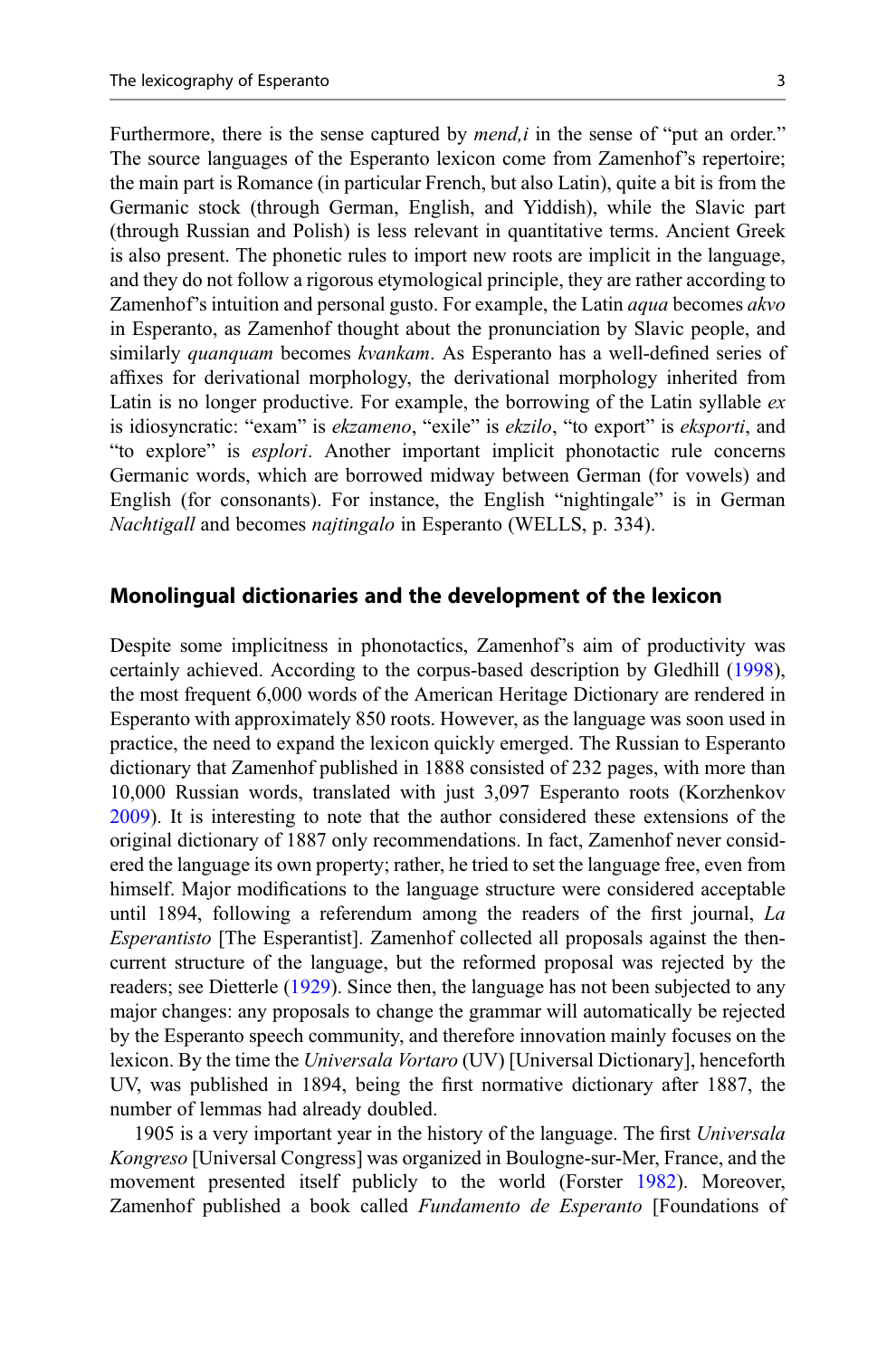Furthermore, there is the sense captured by *mend,i* in the sense of "put an order." The source languages of the Esperanto lexicon come from Zamenhof's repertoire; the main part is Romance (in particular French, but also Latin), quite a bit is from the Germanic stock (through German, English, and Yiddish), while the Slavic part (through Russian and Polish) is less relevant in quantitative terms. Ancient Greek is also present. The phonetic rules to import new roots are implicit in the language, and they do not follow a rigorous etymological principle, they are rather according to Zamenhof's intuition and personal gusto. For example, the Latin *aqua* becomes *akvo* in Esperanto, as Zamenhof thought about the pronunciation by Slavic people, and similarly *quanquam* becomes *kvankam*. As Esperanto has a well-defined series of affixes for derivational morphology, the derivational morphology inherited from Latin is no longer productive. For example, the borrowing of the Latin syllable *ex* is idiosyncratic: "exam" is *ekzameno*, "exile" is *ekzilo*, "to export" is *eksporti*, and "to explore" is *esplori*. Another important implicit phonotactic rule concerns Germanic words, which are borrowed midway between German (for vowels) and English (for consonants). For instance, the English "nightingale" is in German *Nachtigall* and becomes *najtingalo* in Esperanto (WELLS, p. 334).

## Monolingual dictionaries and the development of the lexicon

Despite some implicitness in phonotactics, Zamenhof's aim of productivity was certainly achieved. According to the corpus-based description by Gledhill (1998), the most frequent 6,000 words of the American Heritage Dictionary are rendered in Esperanto with approximately 850 roots. However, as the language was soon used in practice, the need to expand the lexicon quickly emerged. The Russian to Esperanto dictionary that Zamenhof published in 1888 consisted of 232 pages, with more than 10,000 Russian words, translated with just 3,097 Esperanto roots (Korzhenkov 2009). It is interesting to note that the author considered these extensions of the original dictionary of 1887 only recommendations. In fact, Zamenhof never considered the language its own property; rather, he tried to set the language free, even from himself. Major modifications to the language structure were considered acceptable until 1894, following a referendum among the readers of the first journal, *La Esperantisto* [The Esperantist]. Zamenhof collected all proposals against the then-current structure of the language, but the reformed proposal was rejected by the readers; see Dietterle (1929). Since then, the language has not been subjected to any major changes: any proposals to change the grammar will automatically be rejected by the Esperanto speech community, and therefore innovation mainly focuses on the lexicon. By the time the *Universala Vortaro* (UV) [Universal Dictionary], henceforth UV, was published in 1894, being the first normative dictionary after 1887, the number of lemmas had already doubled.

1905 is a very important year in the history of the language. The first *Universala Kongreso* [Universal Congress] was organized in Boulogne-sur-Mer, France, and the movement presented itself publicly to the world (Forster 1982). Moreover, Zamenhof published a book called *Fundamento de Esperanto* [Foundations of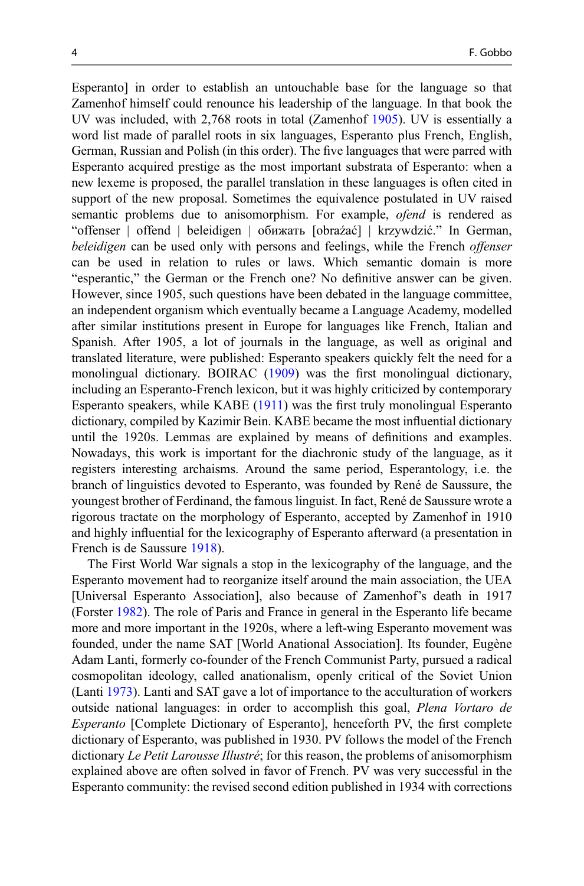Esperanto] in order to establish an untouchable base for the language so that Zamenhof himself could renounce his leadership of the language. In that book the UV was included, with 2,768 roots in total (Zamenhof 1905). UV is essentially a word list made of parallel roots in six languages, Esperanto plus French, English, German, Russian and Polish (in this order). The five languages that were parred with Esperanto acquired prestige as the most important substrata of Esperanto: when a new lexeme is proposed, the parallel translation in these languages is often cited in support of the new proposal. Sometimes the equivalence postulated in UV raised semantic problems due to anisomorphism. For example, *ofend* is rendered as "offenser | offend | beleidigen | обижать [obraźać] | krzywdzić." In German, *beleidigen* can be used only with persons and feelings, while the French *offenser* can be used in relation to rules or laws. Which semantic domain is more "esperantic," the German or the French one? No definitive answer can be given. However, since 1905, such questions have been debated in the language committee, an independent organism which eventually became a Language Academy, modelled after similar institutions present in Europe for languages like French, Italian and Spanish. After 1905, a lot of journals in the language, as well as original and translated literature, were published: Esperanto speakers quickly felt the need for a monolingual dictionary. BOIRAC (1909) was the first monolingual dictionary, including an Esperanto-French lexicon, but it was highly criticized by contemporary Esperanto speakers, while KABE (1911) was the first truly monolingual Esperanto dictionary, compiled by Kazimir Bein. KABE became the most influential dictionary until the 1920s. Lemmas are explained by means of definitions and examples. Nowadays, this work is important for the diachronic study of the language, as it registers interesting archaisms. Around the same period, Esperantology, i.e. the branch of linguistics devoted to Esperanto, was founded by René de Saussure, the youngest brother of Ferdinand, the famous linguist. In fact, René de Saussure wrote a rigorous tractate on the morphology of Esperanto, accepted by Zamenhof in 1910 and highly influential for the lexicography of Esperanto afterward (a presentation in French is de Saussure 1918).

The First World War signals a stop in the lexicography of the language, and the Esperanto movement had to reorganize itself around the main association, the UEA [Universal Esperanto Association], also because of Zamenhof's death in 1917 (Forster 1982). The role of Paris and France in general in the Esperanto life became more and more important in the 1920s, where a left-wing Esperanto movement was founded, under the name SAT [World Anational Association]. Its founder, Eugène Adam Lanti, formerly co-founder of the French Communist Party, pursued a radical cosmopolitan ideology, called anationalism, openly critical of the Soviet Union (Lanti 1973). Lanti and SAT gave a lot of importance to the acculturation of workers outside national languages: in order to accomplish this goal, *Plena Vortaro de Esperanto* [Complete Dictionary of Esperanto], henceforth PV, the first complete dictionary of Esperanto, was published in 1930. PV follows the model of the French dictionary *Le Petit Larousse Illustré*; for this reason, the problems of anisomorphism explained above are often solved in favor of French. PV was very successful in the Esperanto community: the revised second edition published in 1934 with corrections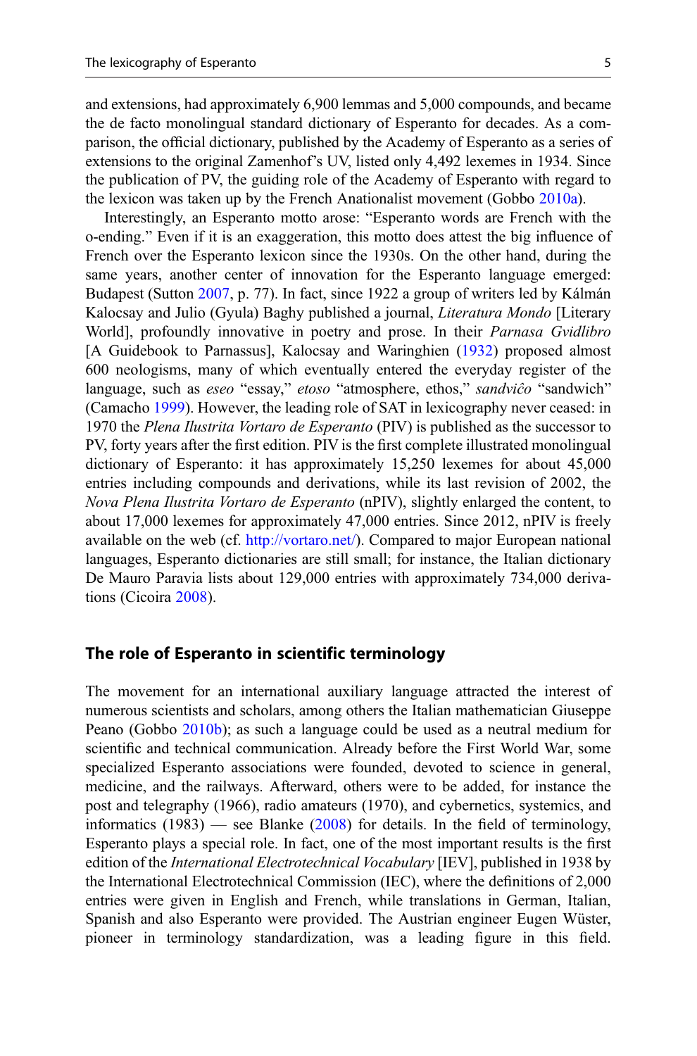and extensions, had approximately 6,900 lemmas and 5,000 compounds, and became the de facto monolingual standard dictionary of Esperanto for decades. As a comparison, the official dictionary, published by the Academy of Esperanto as a series of extensions to the original Zamenhof's UV, listed only 4,492 lexemes in 1934. Since the publication of PV, the guiding role of the Academy of Esperanto with regard to the lexicon was taken up by the French Anationalist movement (Gobbo 2010a).

Interestingly, an Esperanto motto arose: "Esperanto words are French with the o-ending." Even if it is an exaggeration, this motto does attest the big influence of French over the Esperanto lexicon since the 1930s. On the other hand, during the same years, another center of innovation for the Esperanto language emerged: Budapest (Sutton 2007, p. 77). In fact, since 1922 a group of writers led by Kálmán Kalocsay and Julio (Gyula) Baghy published a journal, *Literatura Mondo* [Literary World], profoundly innovative in poetry and prose. In their *Parnasa Gvidlibro* [A Guidebook to Parnassus], Kalocsay and Waringhien (1932) proposed almost 600 neologisms, many of which eventually entered the everyday register of the language, such as *eseo* "essay," *etoso* "atmosphere, ethos," *sandviĉo* "sandwich" (Camacho 1999). However, the leading role of SAT in lexicography never ceased: in 1970 the *Plena Ilustrita Vortaro de Esperanto* (PIV) is published as the successor to PV, forty years after the first edition. PIV is the first complete illustrated monolingual dictionary of Esperanto: it has approximately 15,250 lexemes for about 45,000 entries including compounds and derivations, while its last revision of 2002, the *Nova Plena Ilustrita Vortaro de Esperanto* (nPIV), slightly enlarged the content, to about 17,000 lexemes for approximately 47,000 entries. Since 2012, nPIV is freely available on the web (cf. http://vortaro.net/). Compared to major European national languages, Esperanto dictionaries are still small; for instance, the Italian dictionary De Mauro Paravia lists about 129,000 entries with approximately 734,000 derivations (Cicoira 2008).

## The role of Esperanto in scientific terminology

The movement for an international auxiliary language attracted the interest of numerous scientists and scholars, among others the Italian mathematician Giuseppe Peano (Gobbo 2010b); as such a language could be used as a neutral medium for scientific and technical communication. Already before the First World War, some specialized Esperanto associations were founded, devoted to science in general, medicine, and the railways. Afterward, others were to be added, for instance the post and telegraphy (1966), radio amateurs (1970), and cybernetics, systemics, and informatics (1983) — see Blanke (2008) for details. In the field of terminology, Esperanto plays a special role. In fact, one of the most important results is the first edition of the *International Electrotechnical Vocabulary* [IEV], published in 1938 by the International Electrotechnical Commission (IEC), where the definitions of 2,000 entries were given in English and French, while translations in German, Italian, Spanish and also Esperanto were provided. The Austrian engineer Eugen Wüster, pioneer in terminology standardization, was a leading figure in this field.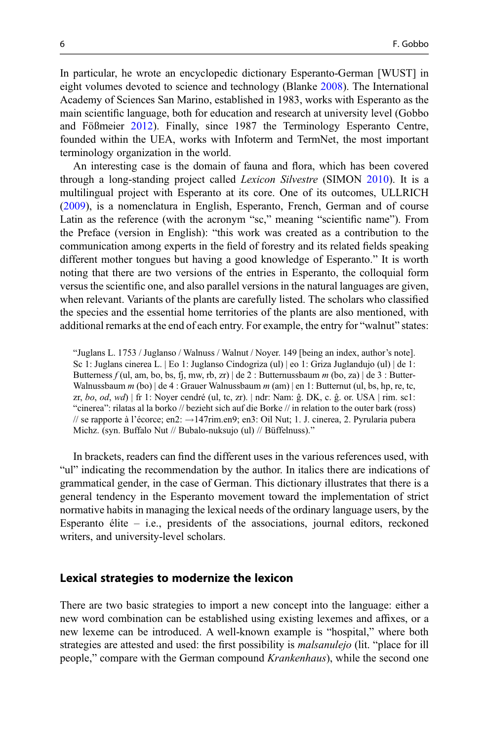In particular, he wrote an encyclopedic dictionary Esperanto-German [WUST] in eight volumes devoted to science and technology (Blanke 2008). The International Academy of Sciences San Marino, established in 1983, works with Esperanto as the main scientific language, both for education and research at university level (Gobbo and Fößmeier 2012). Finally, since 1987 the Terminology Esperanto Centre, founded within the UEA, works with Infoterm and TermNet, the most important terminology organization in the world.

An interesting case is the domain of fauna and flora, which has been covered through a long-standing project called *Lexicon Silvestre* (SIMON 2010). It is a multilingual project with Esperanto at its core. One of its outcomes, ULLRICH (2009), is a nomenclatura in English, Esperanto, French, German and of course Latin as the reference (with the acronym "sc," meaning "scientific name"). From the Preface (version in English): "this work was created as a contribution to the communication among experts in the field of forestry and its related fields speaking different mother tongues but having a good knowledge of Esperanto." It is worth noting that there are two versions of the entries in Esperanto, the colloquial form versus the scientific one, and also parallel versions in the natural languages are given, when relevant. Variants of the plants are carefully listed. The scholars who classified the species and the essential home territories of the plants are also mentioned, with additional remarks at the end of each entry. For example, the entry for "walnut" states:

> "Juglans L. 1753 / Juglanso / Walnuss / Walnut / Noyer. 149 [being an index, author's note]. Sc 1: Juglans cinerea L. | Eo 1: Juglanso Cindogriza (ul) | eo 1: Griza Juglandujo (ul) | de 1: Butterness *f* (ul, am, bo, bs, fj, mw, rb, zr) | de 2 : Butternussbaum *m* (bo, za) | de 3 : Butter-Walnussbaum *m* (bo) | de 4 : Grauer Walnussbaum *m* (am) | en 1: Butternut (ul, bs, hp, re, tc, zr, *bo*, *od*, *wd*) | fr 1: Noyer cendré (ul, tc, zr). | ndr: Nam: ĝ. DK, c. ĝ. or. USA | rim. sc1: "cinerea": rilatas al la borko // bezieht sich auf die Borke // in relation to the outer bark (ross) // se rapporte à l'écorce; en2: →147rim.en9; en3: Oil Nut; 1. J. cinerea, 2. Pyrularia pubera Michz. (syn. Buffalo Nut // Bubalo-nuksujo (ul) // Büffelnuss)."

In brackets, readers can find the different uses in the various references used, with "ul" indicating the recommendation by the author. In italics there are indications of grammatical gender, in the case of German. This dictionary illustrates that there is a general tendency in the Esperanto movement toward the implementation of strict normative habits in managing the lexical needs of the ordinary language users, by the Esperanto élite – i.e., presidents of the associations, journal editors, reckoned writers, and university-level scholars.

## Lexical strategies to modernize the lexicon

There are two basic strategies to import a new concept into the language: either a new word combination can be established using existing lexemes and affixes, or a new lexeme can be introduced. A well-known example is "hospital," where both strategies are attested and used: the first possibility is *malsanulejo* (lit. "place for ill people," compare with the German compound *Krankenhaus*), while the second one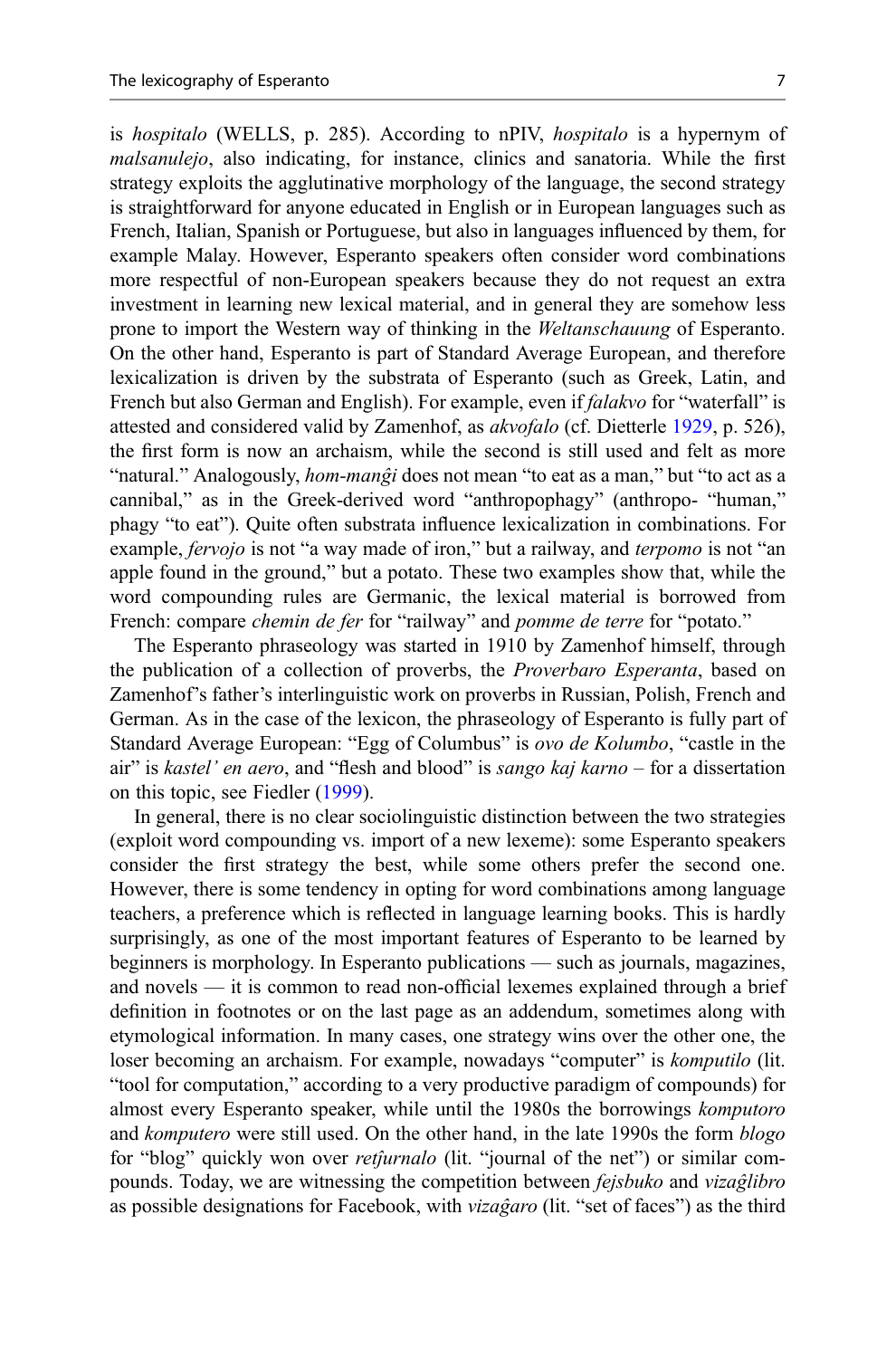is *hospitalo* (WELLS, p. 285). According to nPIV, *hospitalo* is a hypernym of *malsanulejo*, also indicating, for instance, clinics and sanatoria. While the first strategy exploits the agglutinative morphology of the language, the second strategy is straightforward for anyone educated in English or in European languages such as French, Italian, Spanish or Portuguese, but also in languages influenced by them, for example Malay. However, Esperanto speakers often consider word combinations more respectful of non-European speakers because they do not request an extra investment in learning new lexical material, and in general they are somehow less prone to import the Western way of thinking in the *Weltanschauung* of Esperanto. On the other hand, Esperanto is part of Standard Average European, and therefore lexicalization is driven by the substrata of Esperanto (such as Greek, Latin, and French but also German and English). For example, even if *falakvo* for "waterfall" is attested and considered valid by Zamenhof, as *akvofalo* (cf. Dietterle 1929, p. 526), the first form is now an archaism, while the second is still used and felt as more "natural." Analogously, *hom-manĝi* does not mean "to eat as a man," but "to act as a cannibal," as in the Greek-derived word "anthropophagy" (anthropo- "human," phagy "to eat"). Quite often substrata influence lexicalization in combinations. For example, *fervojo* is not "a way made of iron," but a railway, and *terpomo* is not "an apple found in the ground," but a potato. These two examples show that, while the word compounding rules are Germanic, the lexical material is borrowed from French: compare *chemin de fer* for "railway" and *pomme de terre* for "potato."

The Esperanto phraseology was started in 1910 by Zamenhof himself, through the publication of a collection of proverbs, the *Proverbaro Esperanta*, based on Zamenhof's father's interlinguistic work on proverbs in Russian, Polish, French and German. As in the case of the lexicon, the phraseology of Esperanto is fully part of Standard Average European: "Egg of Columbus" is *ovo de Kolumbo*, "castle in the air" is *kastel' en aero*, and "flesh and blood" is *sango kaj karno* – for a dissertation on this topic, see Fiedler (1999).

In general, there is no clear sociolinguistic distinction between the two strategies (exploit word compounding vs. import of a new lexeme): some Esperanto speakers consider the first strategy the best, while some others prefer the second one. However, there is some tendency in opting for word combinations among language teachers, a preference which is reflected in language learning books. This is hardly surprisingly, as one of the most important features of Esperanto to be learned by beginners is morphology. In Esperanto publications — such as journals, magazines, and novels — it is common to read non-official lexemes explained through a brief definition in footnotes or on the last page as an addendum, sometimes along with etymological information. In many cases, one strategy wins over the other one, the loser becoming an archaism. For example, nowadays "computer" is *komputilo* (lit. "tool for computation," according to a very productive paradigm of compounds) for almost every Esperanto speaker, while until the 1980s the borrowings *komputoro* and *komputero* were still used. On the other hand, in the late 1990s the form *blogo* for "blog" quickly won over *retĵurnalo* (lit. "journal of the net") or similar compounds. Today, we are witnessing the competition between *fejsbuko* and *vizaĝlibro* as possible designations for Facebook, with *vizaĝaro* (lit. "set of faces") as the third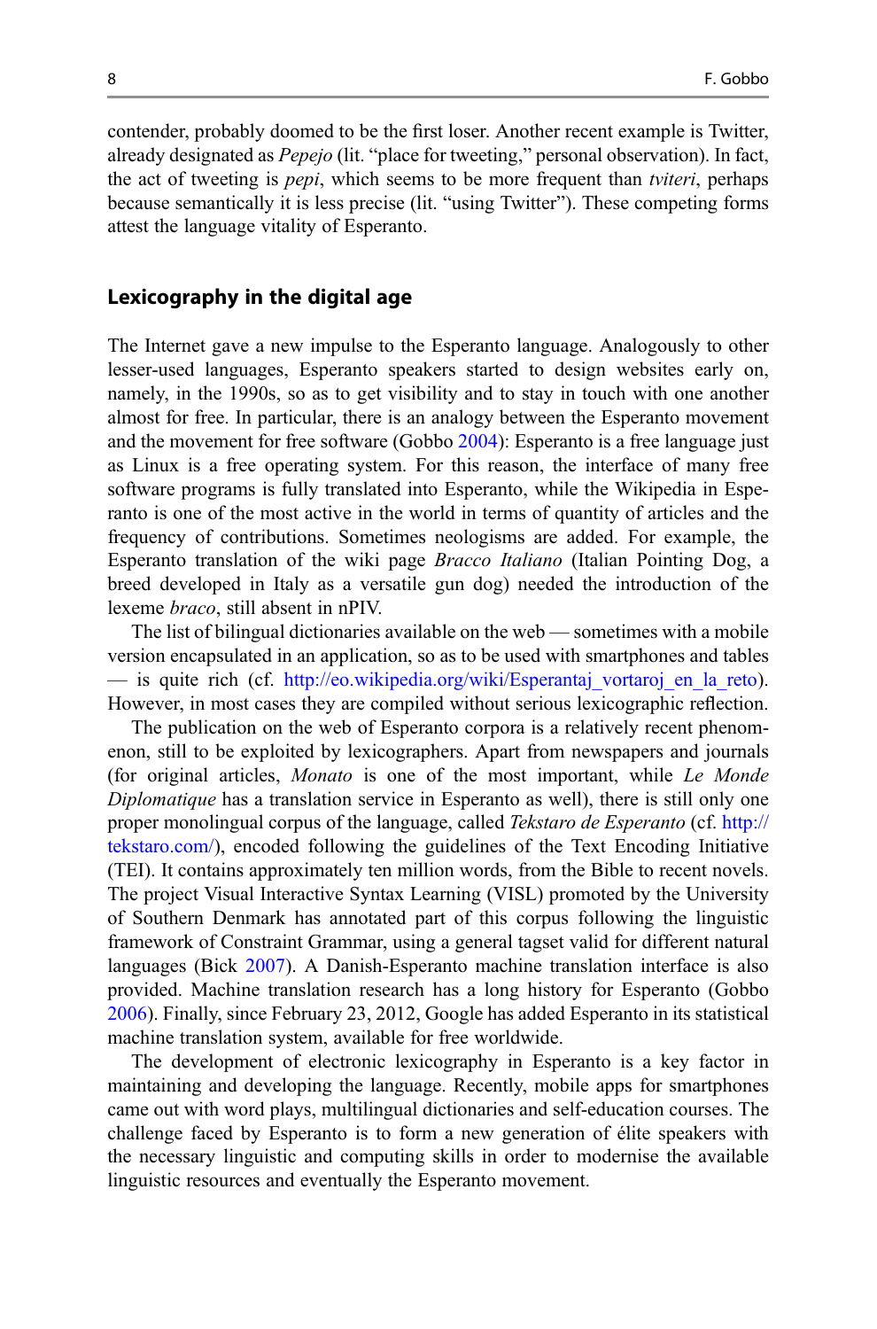contender, probably doomed to be the first loser. Another recent example is Twitter, already designated as *Pepejo* (lit. "place for tweeting," personal observation). In fact, the act of tweeting is *pepi*, which seems to be more frequent than *tviteri*, perhaps because semantically it is less precise (lit. "using Twitter"). These competing forms attest the language vitality of Esperanto.

## Lexicography in the digital age

The Internet gave a new impulse to the Esperanto language. Analogously to other lesser-used languages, Esperanto speakers started to design websites early on, namely, in the 1990s, so as to get visibility and to stay in touch with one another almost for free. In particular, there is an analogy between the Esperanto movement and the movement for free software (Gobbo 2004): Esperanto is a free language just as Linux is a free operating system. For this reason, the interface of many free software programs is fully translated into Esperanto, while the Wikipedia in Esperanto is one of the most active in the world in terms of quantity of articles and the frequency of contributions. Sometimes neologisms are added. For example, the Esperanto translation of the wiki page *Bracco Italiano* (Italian Pointing Dog, a breed developed in Italy as a versatile gun dog) needed the introduction of the lexeme *braco*, still absent in nPIV.

The list of bilingual dictionaries available on the web — sometimes with a mobile version encapsulated in an application, so as to be used with smartphones and tables — is quite rich (cf. http://eo.wikipedia.org/wiki/Esperantaj_vortaroj_en_la_reto). However, in most cases they are compiled without serious lexicographic reflection.

The publication on the web of Esperanto corpora is a relatively recent phenomenon, still to be exploited by lexicographers. Apart from newspapers and journals (for original articles, *Monato* is one of the most important, while *Le Monde Diplomatique* has a translation service in Esperanto as well), there is still only one proper monolingual corpus of the language, called *Tekstaro de Esperanto* (cf. http://tekstaro.com/), encoded following the guidelines of the Text Encoding Initiative (TEI). It contains approximately ten million words, from the Bible to recent novels. The project Visual Interactive Syntax Learning (VISL) promoted by the University of Southern Denmark has annotated part of this corpus following the linguistic framework of Constraint Grammar, using a general tagset valid for different natural languages (Bick 2007). A Danish-Esperanto machine translation interface is also provided. Machine translation research has a long history for Esperanto (Gobbo 2006). Finally, since February 23, 2012, Google has added Esperanto in its statistical machine translation system, available for free worldwide.

The development of electronic lexicography in Esperanto is a key factor in maintaining and developing the language. Recently, mobile apps for smartphones came out with word plays, multilingual dictionaries and self-education courses. The challenge faced by Esperanto is to form a new generation of élite speakers with the necessary linguistic and computing skills in order to modernise the available linguistic resources and eventually the Esperanto movement.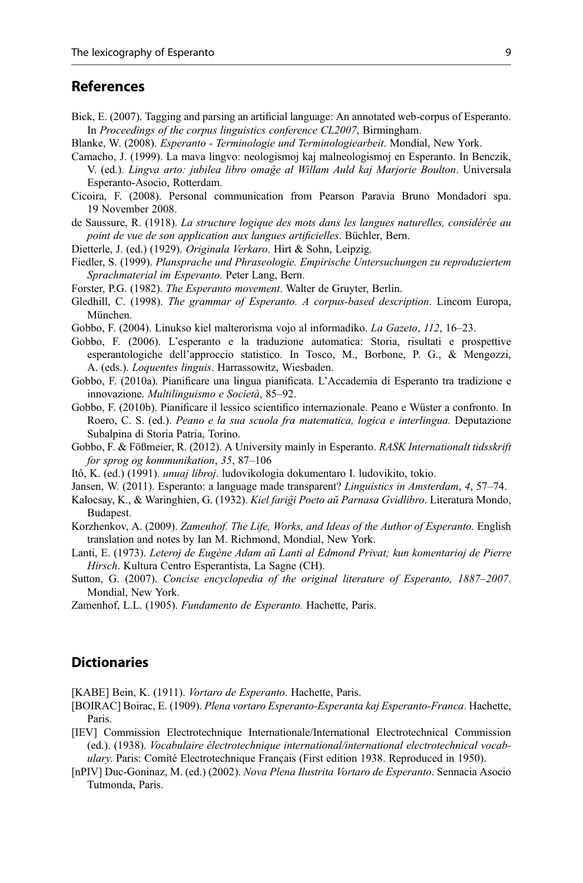## References

Bick, E. (2007). Tagging and parsing an artificial language: An annotated web-corpus of Esperanto. In *Proceedings of the corpus linguistics conference CL2007*, Birmingham.

Blanke, W. (2008). *Esperanto - Terminologie und Terminologiearbeit*. Mondial, New York.

Camacho, J. (1999). La mava lingvo: neologismoj kaj malneologismoj en Esperanto. In Benczik, V. (ed.). *Lingva arto: jubilea libro omaĝe al Willam Auld kaj Marjorie Boulton*. Universala Esperanto-Asocio, Rotterdam.

Cicoira, F. (2008). Personal communication from Pearson Paravia Bruno Mondadori spa. 19 November 2008.

de Saussure, R. (1918). *La structure logique des mots dans les langues naturelles, considérée au point de vue de son application aux langues artificielles*. Büchler, Bern.

Dietterle, J. (ed.) (1929). *Originala Verkaro*. Hirt & Sohn, Leipzig.

Fiedler, S. (1999). *Plansprache und Phraseologie. Empirische Untersuchungen zu reproduziertem Sprachmaterial im Esperanto.* Peter Lang, Bern.

Forster, P.G. (1982). *The Esperanto movement*. Walter de Gruyter, Berlin.

Gledhill, C. (1998). *The grammar of Esperanto. A corpus-based description*. Lincom Europa, München.

Gobbo, F. (2004). Linukso kiel malterorisma vojo al informadiko. *La Gazeto*, *112*, 16–23.

Gobbo, F. (2006). L'esperanto e la traduzione automatica: Storia, risultati e prospettive esperantologiche dell'approccio statistico. In Tosco, M., Borbone, P. G., & Mengozzi, A. (eds.). *Loquentes linguis*. Harrassowitz, Wiesbaden.

Gobbo, F. (2010a). Pianificare una lingua pianificata. L'Accademia di Esperanto tra tradizione e innovazione. *Multilinguismo e Società*, 85–92.

Gobbo, F. (2010b). Pianificare il lessico scientifico internazionale. Peano e Wüster a confronto. In Roero, C. S. (ed.). *Peano e la sua scuola fra matematica, logica e interlingua.* Deputazione Subalpina di Storia Patria, Torino.

Gobbo, F. & Fößmeier, R. (2012). A University mainly in Esperanto. *RASK Internationalt tidsskrift for sprog og kommunikation*, *35*, 87–106

Itô, K. (ed.) (1991). *unuaj libroj*. ludovikologia dokumentaro I. ludovikito, tokio.

Jansen, W. (2011). Esperanto: a language made transparent? *Linguistics in Amsterdam*, *4*, 57–74.

Kalocsay, K., & Waringhien, G. (1932). *Kiel fariĝi Poeto aŭ Parnasa Gvidlibro*. Literatura Mondo, Budapest.

Korzhenkov, A. (2009). *Zamenhof. The Life, Works, and Ideas of the Author of Esperanto.* English translation and notes by Ian M. Richmond, Mondial, New York.

Lanti, E. (1973). *Leteroj de Eugène Adam aŭ Lanti al Edmond Privat; kun komentarioj de Pierre Hirsch*. Kultura Centro Esperantista, La Sagne (CH).

Sutton, G. (2007). *Concise encyclopedia of the original literature of Esperanto, 1887–2007*. Mondial, New York.

Zamenhof, L.L. (1905). *Fundamento de Esperanto.* Hachette, Paris.

## Dictionaries

[KABE] Bein, K. (1911). *Vortaro de Esperanto*. Hachette, Paris.

[BOIRAC] Boirac, E. (1909). *Plena vortaro Esperanto-Esperanta kaj Esperanto-Franca*. Hachette, Paris.

[IEV] Commission Electrotechnique Internationale/International Electrotechnical Commission (ed.). (1938). *Vocabulaire électrotechnique international/international electrotechnical vocabulary.* Paris: Comité Electrotechnique Français (First edition 1938. Reproduced in 1950).

[nPIV] Duc-Goninaz, M. (ed.) (2002). *Nova Plena Ilustrita Vortaro de Esperanto*. Sennacia Asocio Tutmonda, Paris.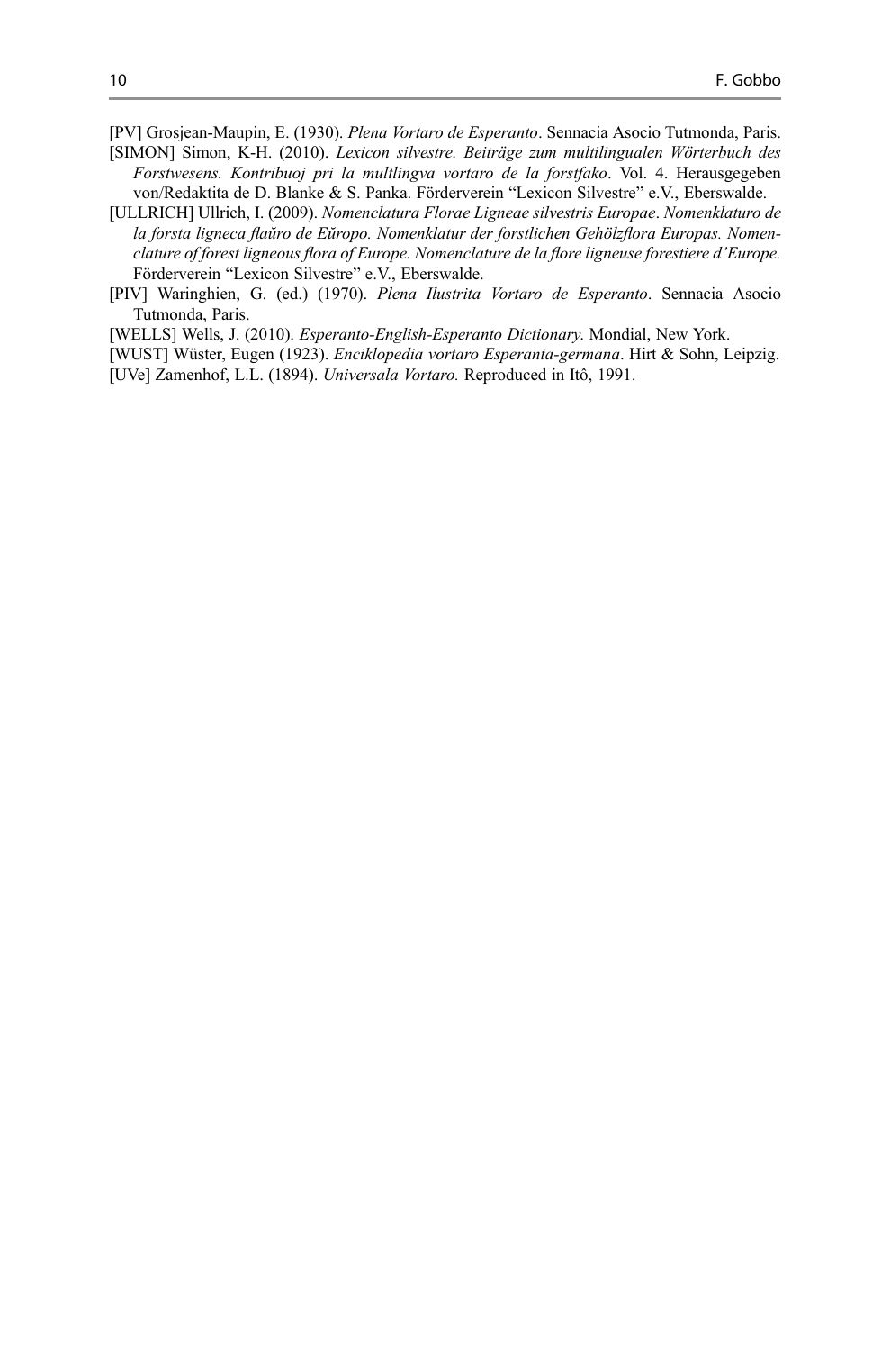[PV] Grosjean-Maupin, E. (1930). *Plena Vortaro de Esperanto*. Sennacia Asocio Tutmonda, Paris.

[SIMON] Simon, K-H. (2010). *Lexicon silvestre. Beiträge zum multilingualen Wörterbuch des Forstwesens. Kontribuoj pri la multlingva vortaro de la forstfako*. Vol. 4. Herausgegeben von/Redaktita de D. Blanke & S. Panka. Förderverein "Lexicon Silvestre" e.V., Eberswalde.

[ULLRICH] Ullrich, I. (2009). *Nomenclatura Florae Ligneae silvestris Europae*. *Nomenklaturo de la forsta ligneca flaŭro de Eŭropo. Nomenklatur der forstlichen Gehölzflora Europas. Nomenclature of forest ligneous flora of Europe. Nomenclature de la flore ligneuse forestiere d'Europe.* Förderverein "Lexicon Silvestre" e.V., Eberswalde.

[PIV] Waringhien, G. (ed.) (1970). *Plena Ilustrita Vortaro de Esperanto*. Sennacia Asocio Tutmonda, Paris.

[WELLS] Wells, J. (2010). *Esperanto-English-Esperanto Dictionary.* Mondial, New York.

[WUST] Wüster, Eugen (1923). *Enciklopedia vortaro Esperanta-germana*. Hirt & Sohn, Leipzig.

[UVe] Zamenhof, L.L. (1894). *Universala Vortaro.* Reproduced in Itô, 1991.